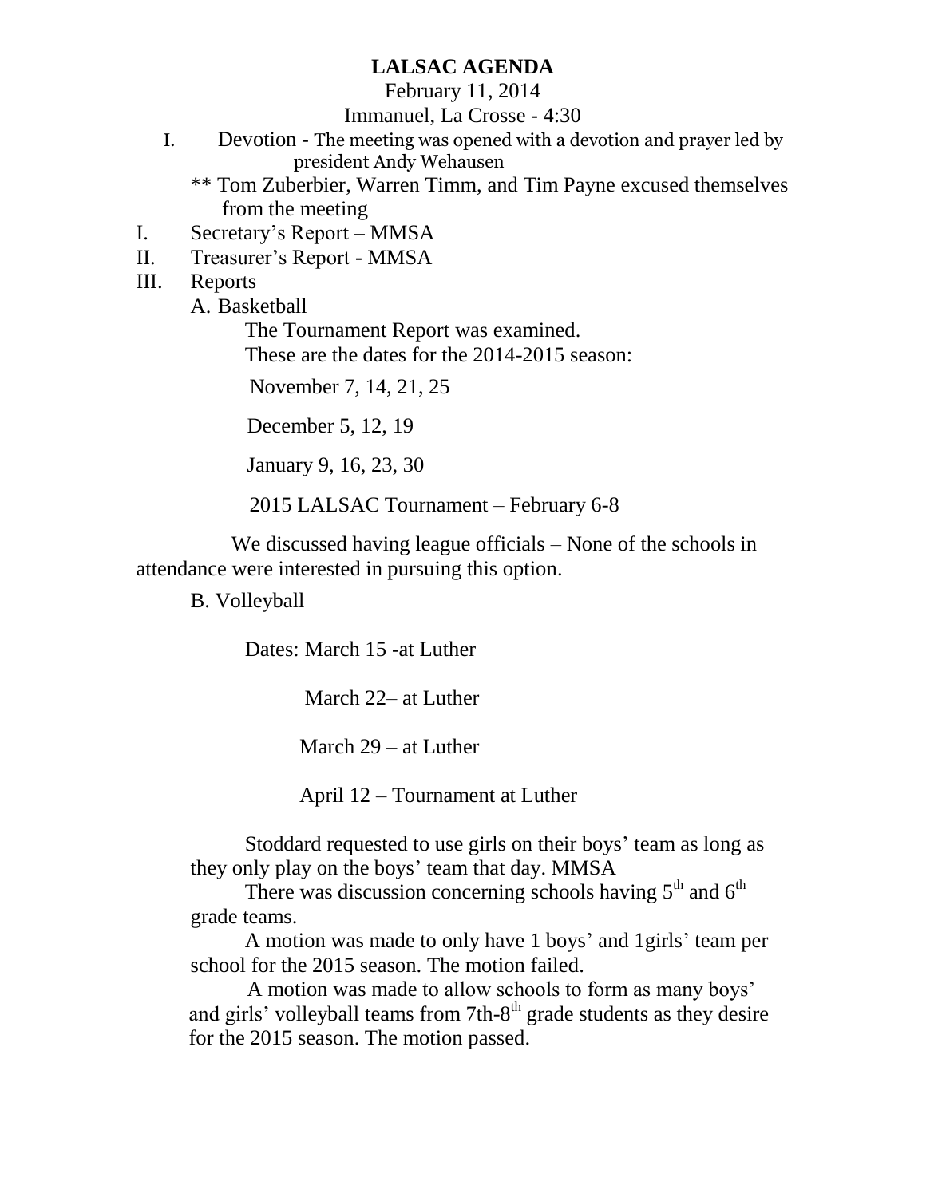# LALSAC AGENDA

February 11, 2014

Immanuel, La Crosse - 4:30

I. Devotion - The meeting was opened with a devotion and prayer led by president Andy Wehausen

\*\* Tom Zuberbier, Warren Timm, and Tim Payne excused themselves from the meeting

I. Secretary's Report – MMSA

II. Treasurer's Report - MMSA

III. Reports

A. Basketball

The Tournament Report was examined.

These are the dates for the 2014-2015 season:

November 7, 14, 21, 25

December 5, 12, 19

January 9, 16, 23, 30

2015 LALSAC Tournament – February 6-8

We discussed having league officials – None of the schools in attendance were interested in pursuing this option.

B. Volleyball

Dates: March 15 -at Luther

March 22– at Luther

March 29 – at Luther

April 12 – Tournament at Luther

Stoddard requested to use girls on their boys' team as long as they only play on the boys' team that day. MMSA

There was discussion concerning schools having 5th and 6th grade teams.

A motion was made to only have 1 boys' and 1girls' team per school for the 2015 season. The motion failed.

A motion was made to allow schools to form as many boys' and girls' volleyball teams from 7th-8th grade students as they desire for the 2015 season. The motion passed.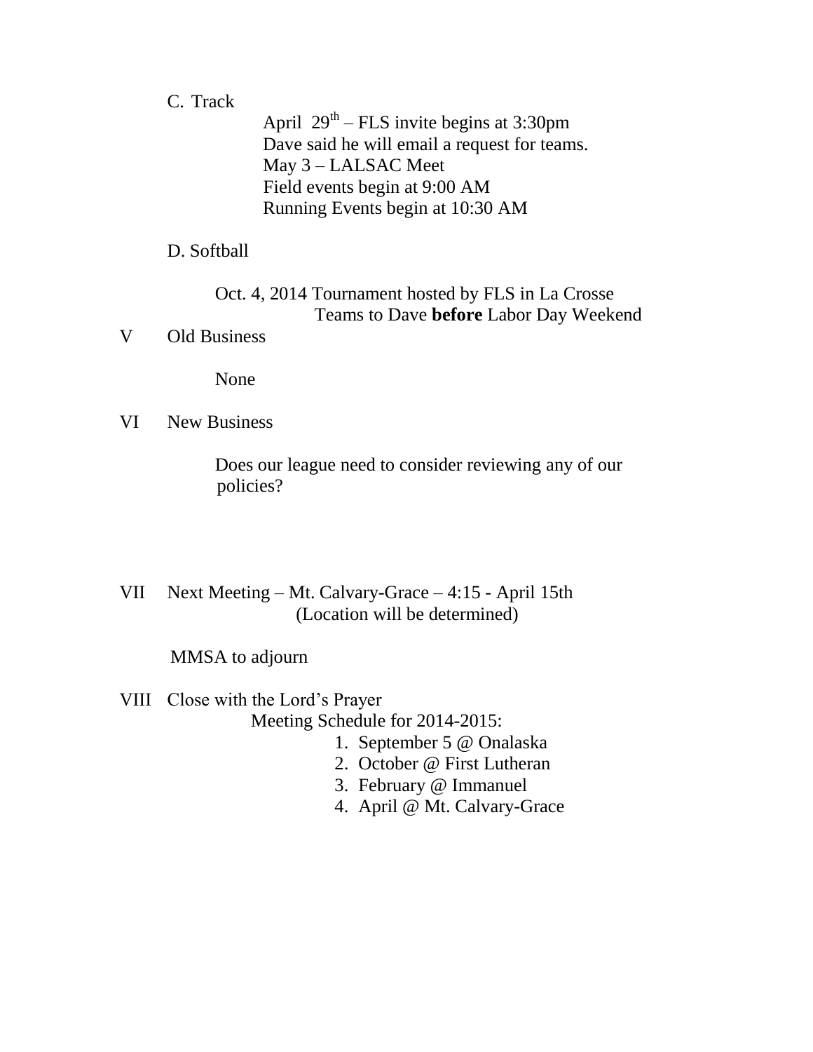C. Track

April 29th – FLS invite begins at 3:30pm
Dave said he will email a request for teams.
May 3 – LALSAC Meet
Field events begin at 9:00 AM
Running Events begin at 10:30 AM

D. Softball

Oct. 4, 2014 Tournament hosted by FLS in La Crosse
Teams to Dave **before** Labor Day Weekend

V Old Business

None

VI New Business

Does our league need to consider reviewing any of our policies?

VII Next Meeting – Mt. Calvary-Grace – 4:15 - April 15th
(Location will be determined)

MMSA to adjourn

VIII Close with the Lord's Prayer

Meeting Schedule for 2014-2015:

1. September 5 @ Onalaska
2. October @ First Lutheran
3. February @ Immanuel
4. April @ Mt. Calvary-Grace